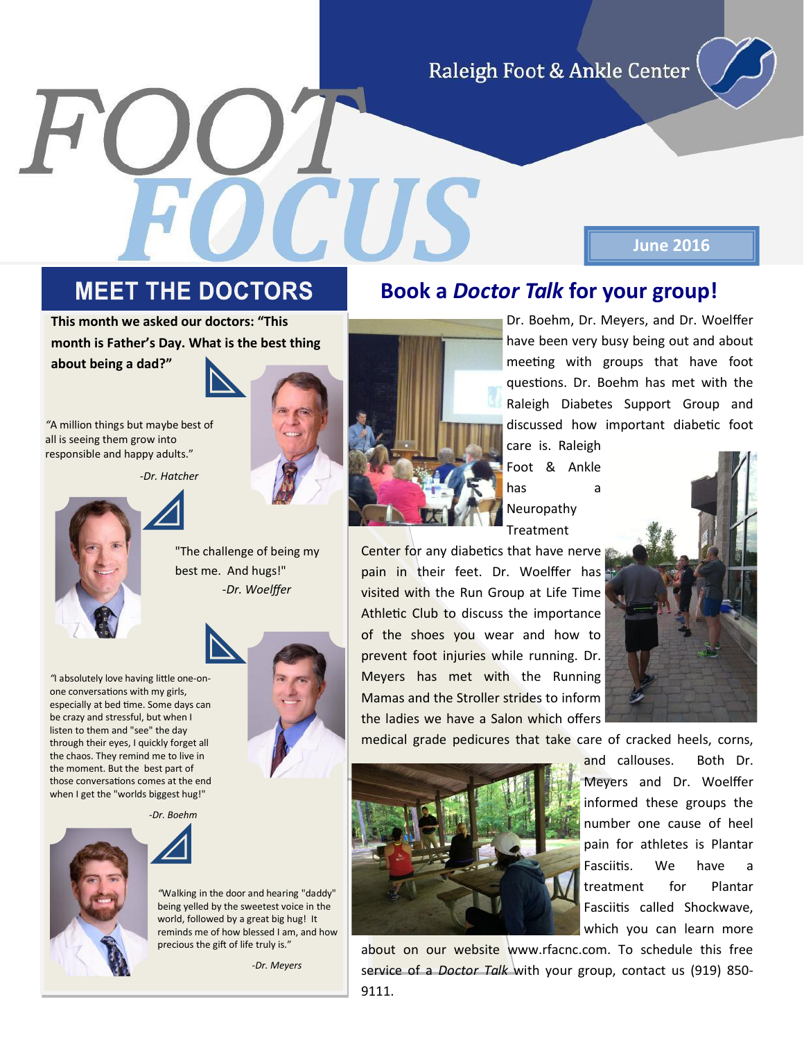Raleigh Foot & Ankle Center

# FOOT FOCUS

June 2016

## MEET THE DOCTORS

**This month we asked our doctors: "This month is Father's Day. What is the best thing about being a dad?"**

"A million things but maybe best of all is seeing them grow into responsible and happy adults."

*-Dr. Hatcher*

"The challenge of being my best me. And hugs!"

*-Dr. Woelffer*

"I absolutely love having little one-on-one conversations with my girls, especially at bed time. Some days can be crazy and stressful, but when I listen to them and "see" the day through their eyes, I quickly forget all the chaos. They remind me to live in the moment. But the best part of those conversations comes at the end when I get the "worlds biggest hug!"

*-Dr. Boehm*

"Walking in the door and hearing "daddy" being yelled by the sweetest voice in the world, followed by a great big hug! It reminds me of how blessed I am, and how precious the gift of life truly is."

*-Dr. Meyers*

## Book a *Doctor Talk* for your group!

Dr. Boehm, Dr. Meyers, and Dr. Woelffer have been very busy being out and about meeting with groups that have foot questions. Dr. Boehm has met with the Raleigh Diabetes Support Group and discussed how important diabetic foot care is. Raleigh Foot & Ankle has a Neuropathy Treatment Center for any diabetics that have nerve pain in their feet. Dr. Woelffer has visited with the Run Group at Life Time Athletic Club to discuss the importance of the shoes you wear and how to prevent foot injuries while running. Dr. Meyers has met with the Running Mamas and the Stroller strides to inform the ladies we have a Salon which offers medical grade pedicures that take care of cracked heels, corns, and callouses. Both Dr. Meyers and Dr. Woelffer informed these groups the number one cause of heel pain for athletes is Plantar Fasciitis. We have a treatment for Plantar Fasciitis called Shockwave, which you can learn more about on our website www.rfacnc.com. To schedule this free service of a *Doctor Talk* with your group, contact us (919) 850-9111.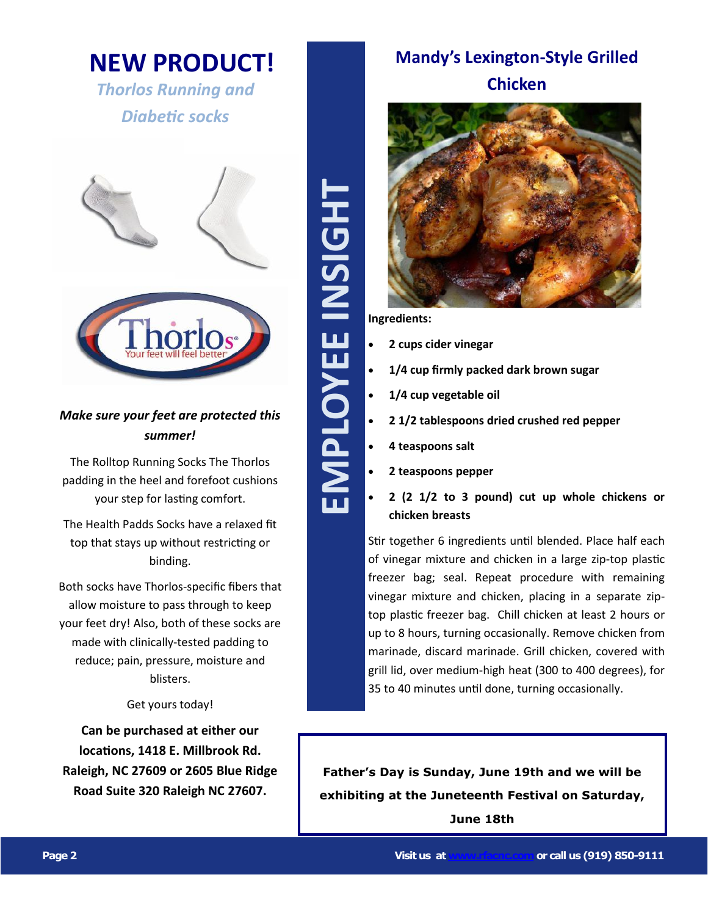# NEW PRODUCT!

## *Thorlos Running and Diabetic socks*

***Make sure your feet are protected this summer!***

The Rolltop Running Socks The Thorlos padding in the heel and forefoot cushions your step for lasting comfort.

The Health Padds Socks have a relaxed fit top that stays up without restricting or binding.

Both socks have Thorlos-specific fibers that allow moisture to pass through to keep your feet dry! Also, both of these socks are made with clinically-tested padding to reduce; pain, pressure, moisture and blisters.

Get yours today!

**Can be purchased at either our locations, 1418 E. Millbrook Rd. Raleigh, NC 27609 or 2605 Blue Ridge Road Suite 320 Raleigh NC 27607.**

# EMPLOYEE INSIGHT

## Mandy's Lexington-Style Grilled Chicken

**Ingredients:**

- **2 cups cider vinegar**
- **1/4 cup firmly packed dark brown sugar**
- **1/4 cup vegetable oil**
- **2 1/2 tablespoons dried crushed red pepper**
- **4 teaspoons salt**
- **2 teaspoons pepper**
- **2 (2 1/2 to 3 pound) cut up whole chickens or chicken breasts**

Stir together 6 ingredients until blended. Place half each of vinegar mixture and chicken in a large zip-top plastic freezer bag; seal. Repeat procedure with remaining vinegar mixture and chicken, placing in a separate zip-top plastic freezer bag. Chill chicken at least 2 hours or up to 8 hours, turning occasionally. Remove chicken from marinade, discard marinade. Grill chicken, covered with grill lid, over medium-high heat (300 to 400 degrees), for 35 to 40 minutes until done, turning occasionally.

**Father's Day is Sunday, June 19th and we will be exhibiting at the Juneteenth Festival on Saturday, June 18th**

**Visit us at www.rfacnc.com or call us (919) 850-9111**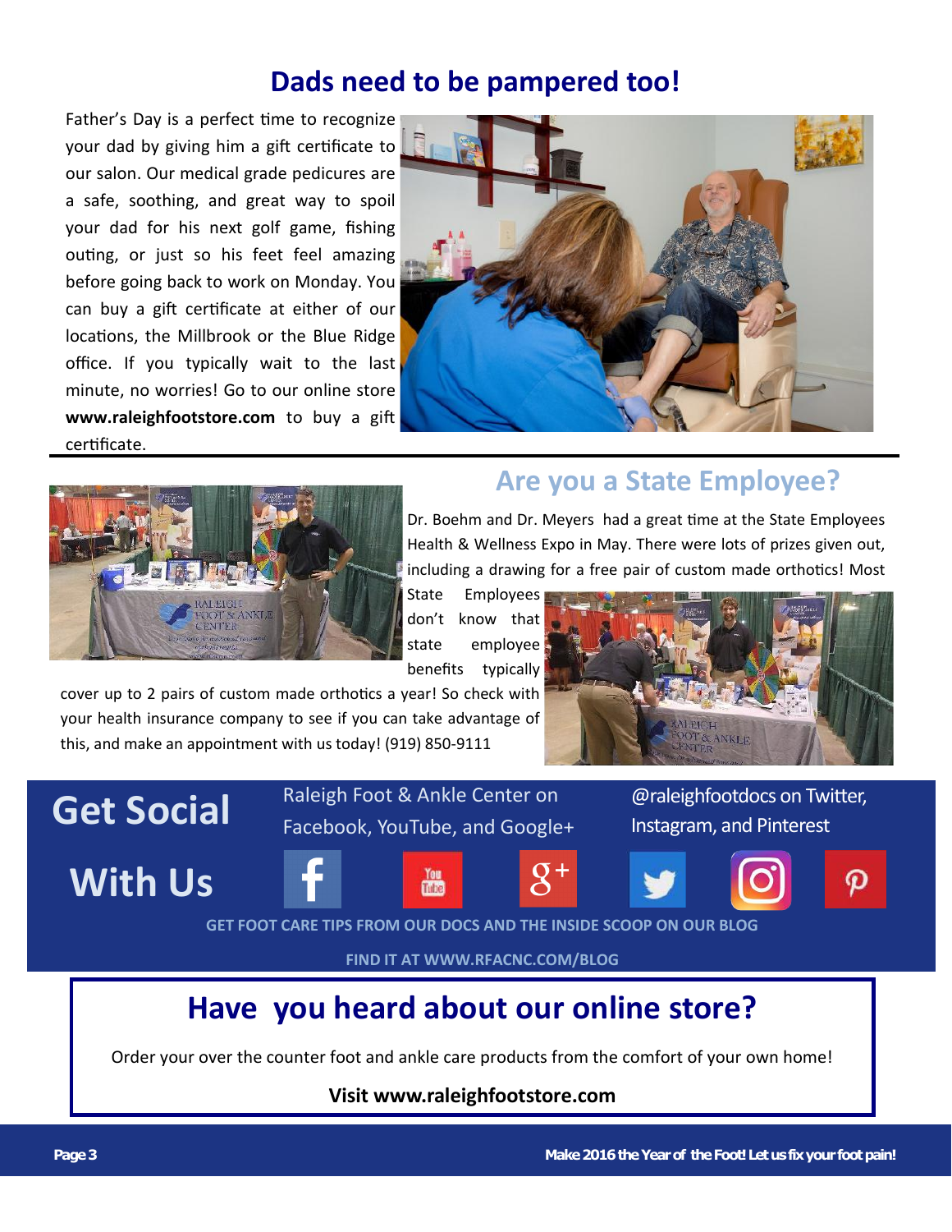## Dads need to be pampered too!

Father's Day is a perfect time to recognize your dad by giving him a gift certificate to our salon. Our medical grade pedicures are a safe, soothing, and great way to spoil your dad for his next golf game, fishing outing, or just so his feet feel amazing before going back to work on Monday. You can buy a gift certificate at either of our locations, the Millbrook or the Blue Ridge office. If you typically wait to the last minute, no worries! Go to our online store **www.raleighfootstore.com** to buy a gift certificate.

## Are you a State Employee?

Dr. Boehm and Dr. Meyers had a great time at the State Employees Health & Wellness Expo in May. There were lots of prizes given out, including a drawing for a free pair of custom made orthotics! Most State Employees don't know that state employee benefits typically cover up to 2 pairs of custom made orthotics a year! So check with your health insurance company to see if you can take advantage of this, and make an appointment with us today! (919) 850-9111

## Get Social With Us

Raleigh Foot & Ankle Center on Facebook, YouTube, and Google+

@raleighfootdocs on Twitter, Instagram, and Pinterest

GET FOOT CARE TIPS FROM OUR DOCS AND THE INSIDE SCOOP ON OUR BLOG

FIND IT AT WWW.RFACNC.COM/BLOG

## Have you heard about our online store?

Order your over the counter foot and ankle care products from the comfort of your own home!

**Visit www.raleighfootstore.com**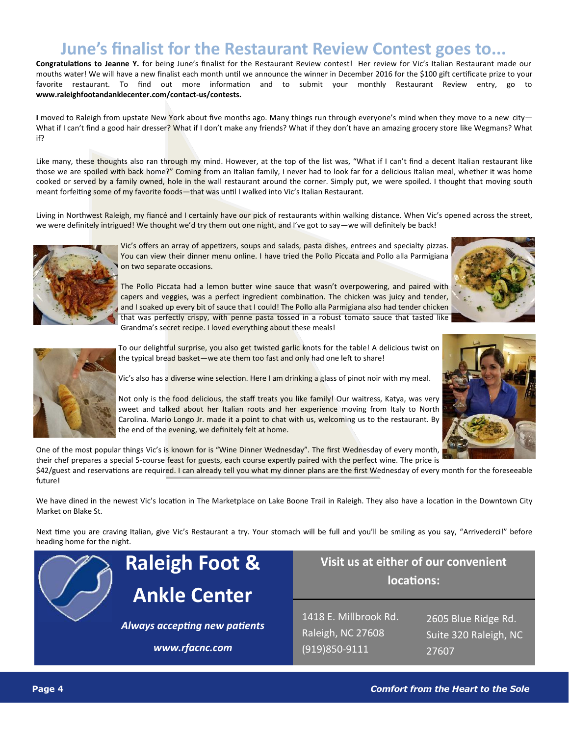# June's finalist for the Restaurant Review Contest goes to...

**Congratulations to Jeanne Y.** for being June's finalist for the Restaurant Review contest! Her review for Vic's Italian Restaurant made our mouths water! We will have a new finalist each month until we announce the winner in December 2016 for the $100 gift certificate prize to your favorite restaurant. To find out more information and to submit your monthly Restaurant Review entry, go to **www.raleighfootandanklecenter.com/contact-us/contests.**

**I** moved to Raleigh from upstate New York about five months ago. Many things run through everyone's mind when they move to a new city—What if I can't find a good hair dresser? What if I don't make any friends? What if they don't have an amazing grocery store like Wegmans? What if?

Like many, these thoughts also ran through my mind. However, at the top of the list was, "What if I can't find a decent Italian restaurant like those we are spoiled with back home?" Coming from an Italian family, I never had to look far for a delicious Italian meal, whether it was home cooked or served by a family owned, hole in the wall restaurant around the corner. Simply put, we were spoiled. I thought that moving south meant forfeiting some of my favorite foods—that was until I walked into Vic's Italian Restaurant.

Living in Northwest Raleigh, my fiancé and I certainly have our pick of restaurants within walking distance. When Vic's opened across the street, we were definitely intrigued! We thought we'd try them out one night, and I've got to say—we will definitely be back!

Vic's offers an array of appetizers, soups and salads, pasta dishes, entrees and specialty pizzas. You can view their dinner menu online. I have tried the Pollo Piccata and Pollo alla Parmigiana on two separate occasions.

The Pollo Piccata had a lemon butter wine sauce that wasn't overpowering, and paired with capers and veggies, was a perfect ingredient combination. The chicken was juicy and tender, and I soaked up every bit of sauce that I could! The Pollo alla Parmigiana also had tender chicken that was perfectly crispy, with penne pasta tossed in a robust tomato sauce that tasted like Grandma's secret recipe. I loved everything about these meals!

To our delightful surprise, you also get twisted garlic knots for the table! A delicious twist on the typical bread basket—we ate them too fast and only had one left to share!

Vic's also has a diverse wine selection. Here I am drinking a glass of pinot noir with my meal.

Not only is the food delicious, the staff treats you like family! Our waitress, Katya, was very sweet and talked about her Italian roots and her experience moving from Italy to North Carolina. Mario Longo Jr. made it a point to chat with us, welcoming us to the restaurant. By the end of the evening, we definitely felt at home.

One of the most popular things Vic's is known for is "Wine Dinner Wednesday". The first Wednesday of every month, their chef prepares a special 5-course feast for guests, each course expertly paired with the perfect wine. The price is $42/guest and reservations are required. I can already tell you what my dinner plans are the first Wednesday of every month for the foreseeable future!

We have dined in the newest Vic's location in The Marketplace on Lake Boone Trail in Raleigh. They also have a location in the Downtown City Market on Blake St.

Next time you are craving Italian, give Vic's Restaurant a try. Your stomach will be full and you'll be smiling as you say, "Arrivederci!" before heading home for the night.

## Raleigh Foot & Ankle Center

***Always accepting new patients***

***www.rfacnc.com***

**Visit us at either of our convenient locations:**

1418 E. Millbrook Rd.
Raleigh, NC 27608
(919)850-9111

2605 Blue Ridge Rd.
Suite 320 Raleigh, NC 27607